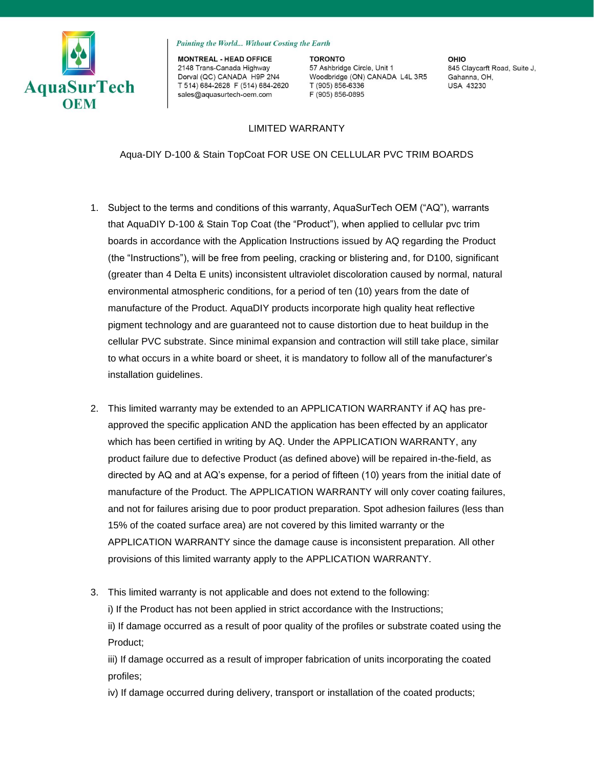**AquaSurTech OEM**

*Painting the World... Without Costing the Earth*

**MONTREAL - HEAD OFFICE**
2148 Trans-Canada Highway
Dorval (QC) CANADA H9P 2N4
T 514) 684-2628 F (514) 684-2620
sales@aquasurtech-oem.com

**TORONTO**
57 Ashbridge Circle, Unit 1
Woodbridge (ON) CANADA L4L 3R5
T (905) 856-6336
F (905) 856-0895

**OHIO**
845 Claycarft Road, Suite J,
Gahanna, OH,
USA 43230

# LIMITED WARRANTY

## Aqua-DIY D-100 & Stain TopCoat FOR USE ON CELLULAR PVC TRIM BOARDS

1. Subject to the terms and conditions of this warranty, AquaSurTech OEM ("AQ"), warrants that AquaDIY D-100 & Stain Top Coat (the "Product"), when applied to cellular pvc trim boards in accordance with the Application Instructions issued by AQ regarding the Product (the "Instructions"), will be free from peeling, cracking or blistering and, for D100, significant (greater than 4 Delta E units) inconsistent ultraviolet discoloration caused by normal, natural environmental atmospheric conditions, for a period of ten (10) years from the date of manufacture of the Product. AquaDIY products incorporate high quality heat reflective pigment technology and are guaranteed not to cause distortion due to heat buildup in the cellular PVC substrate. Since minimal expansion and contraction will still take place, similar to what occurs in a white board or sheet, it is mandatory to follow all of the manufacturer's installation guidelines.

2. This limited warranty may be extended to an APPLICATION WARRANTY if AQ has pre-approved the specific application AND the application has been effected by an applicator which has been certified in writing by AQ. Under the APPLICATION WARRANTY, any product failure due to defective Product (as defined above) will be repaired in-the-field, as directed by AQ and at AQ's expense, for a period of fifteen (10) years from the initial date of manufacture of the Product. The APPLICATION WARRANTY will only cover coating failures, and not for failures arising due to poor product preparation. Spot adhesion failures (less than 15% of the coated surface area) are not covered by this limited warranty or the APPLICATION WARRANTY since the damage cause is inconsistent preparation. All other provisions of this limited warranty apply to the APPLICATION WARRANTY.

3. This limited warranty is not applicable and does not extend to the following:
   i) If the Product has not been applied in strict accordance with the Instructions;
   ii) If damage occurred as a result of poor quality of the profiles or substrate coated using the Product;
   iii) If damage occurred as a result of improper fabrication of units incorporating the coated profiles;
   iv) If damage occurred during delivery, transport or installation of the coated products;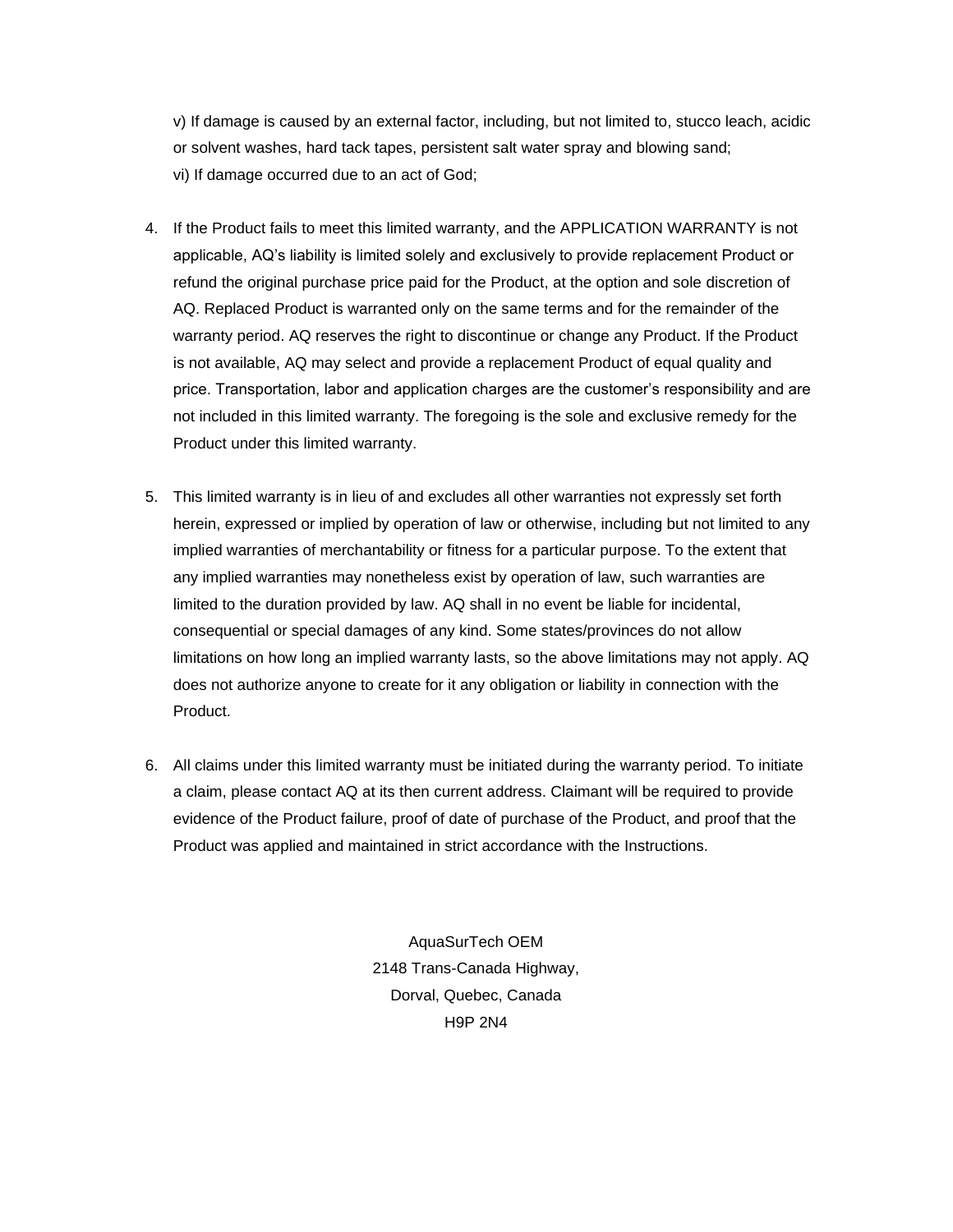v) If damage is caused by an external factor, including, but not limited to, stucco leach, acidic or solvent washes, hard tack tapes, persistent salt water spray and blowing sand;
vi) If damage occurred due to an act of God;

4. If the Product fails to meet this limited warranty, and the APPLICATION WARRANTY is not applicable, AQ's liability is limited solely and exclusively to provide replacement Product or refund the original purchase price paid for the Product, at the option and sole discretion of AQ. Replaced Product is warranted only on the same terms and for the remainder of the warranty period. AQ reserves the right to discontinue or change any Product. If the Product is not available, AQ may select and provide a replacement Product of equal quality and price. Transportation, labor and application charges are the customer's responsibility and are not included in this limited warranty. The foregoing is the sole and exclusive remedy for the Product under this limited warranty.

5. This limited warranty is in lieu of and excludes all other warranties not expressly set forth herein, expressed or implied by operation of law or otherwise, including but not limited to any implied warranties of merchantability or fitness for a particular purpose. To the extent that any implied warranties may nonetheless exist by operation of law, such warranties are limited to the duration provided by law. AQ shall in no event be liable for incidental, consequential or special damages of any kind. Some states/provinces do not allow limitations on how long an implied warranty lasts, so the above limitations may not apply. AQ does not authorize anyone to create for it any obligation or liability in connection with the Product.

6. All claims under this limited warranty must be initiated during the warranty period. To initiate a claim, please contact AQ at its then current address. Claimant will be required to provide evidence of the Product failure, proof of date of purchase of the Product, and proof that the Product was applied and maintained in strict accordance with the Instructions.

AquaSurTech OEM
2148 Trans-Canada Highway,
Dorval, Quebec, Canada
H9P 2N4